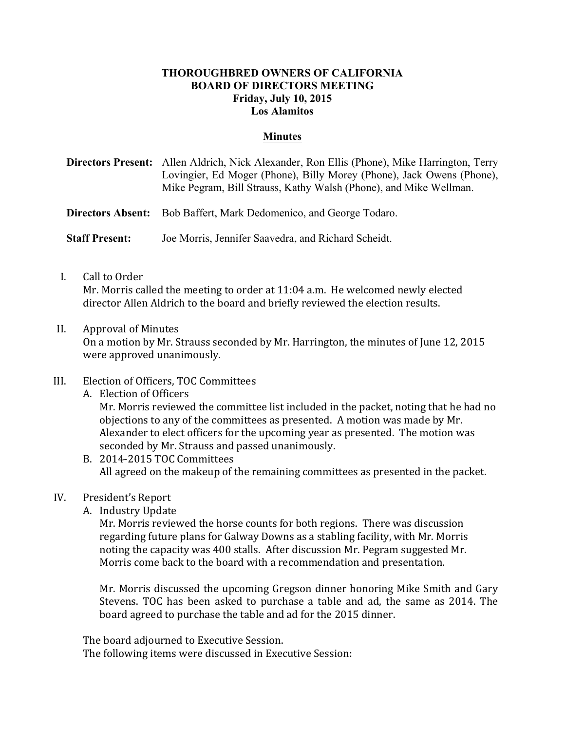**THOROUGHBRED OWNERS OF CALIFORNIA**
**BOARD OF DIRECTORS MEETING**
**Friday, July 10, 2015**
**Los Alamitos**

## Minutes

**Directors Present:** Allen Aldrich, Nick Alexander, Ron Ellis (Phone), Mike Harrington, Terry Lovingier, Ed Moger (Phone), Billy Morey (Phone), Jack Owens (Phone), Mike Pegram, Bill Strauss, Kathy Walsh (Phone), and Mike Wellman.

**Directors Absent:** Bob Baffert, Mark Dedomenico, and George Todaro.

**Staff Present:** Joe Morris, Jennifer Saavedra, and Richard Scheidt.

I. Call to Order
Mr. Morris called the meeting to order at 11:04 a.m. He welcomed newly elected director Allen Aldrich to the board and briefly reviewed the election results.

II. Approval of Minutes
On a motion by Mr. Strauss seconded by Mr. Harrington, the minutes of June 12, 2015 were approved unanimously.

III. Election of Officers, TOC Committees

A. Election of Officers
Mr. Morris reviewed the committee list included in the packet, noting that he had no objections to any of the committees as presented. A motion was made by Mr. Alexander to elect officers for the upcoming year as presented. The motion was seconded by Mr. Strauss and passed unanimously.

B. 2014-2015 TOC Committees
All agreed on the makeup of the remaining committees as presented in the packet.

IV. President's Report

A. Industry Update
Mr. Morris reviewed the horse counts for both regions. There was discussion regarding future plans for Galway Downs as a stabling facility, with Mr. Morris noting the capacity was 400 stalls. After discussion Mr. Pegram suggested Mr. Morris come back to the board with a recommendation and presentation.

Mr. Morris discussed the upcoming Gregson dinner honoring Mike Smith and Gary Stevens. TOC has been asked to purchase a table and ad, the same as 2014. The board agreed to purchase the table and ad for the 2015 dinner.

The board adjourned to Executive Session.
The following items were discussed in Executive Session: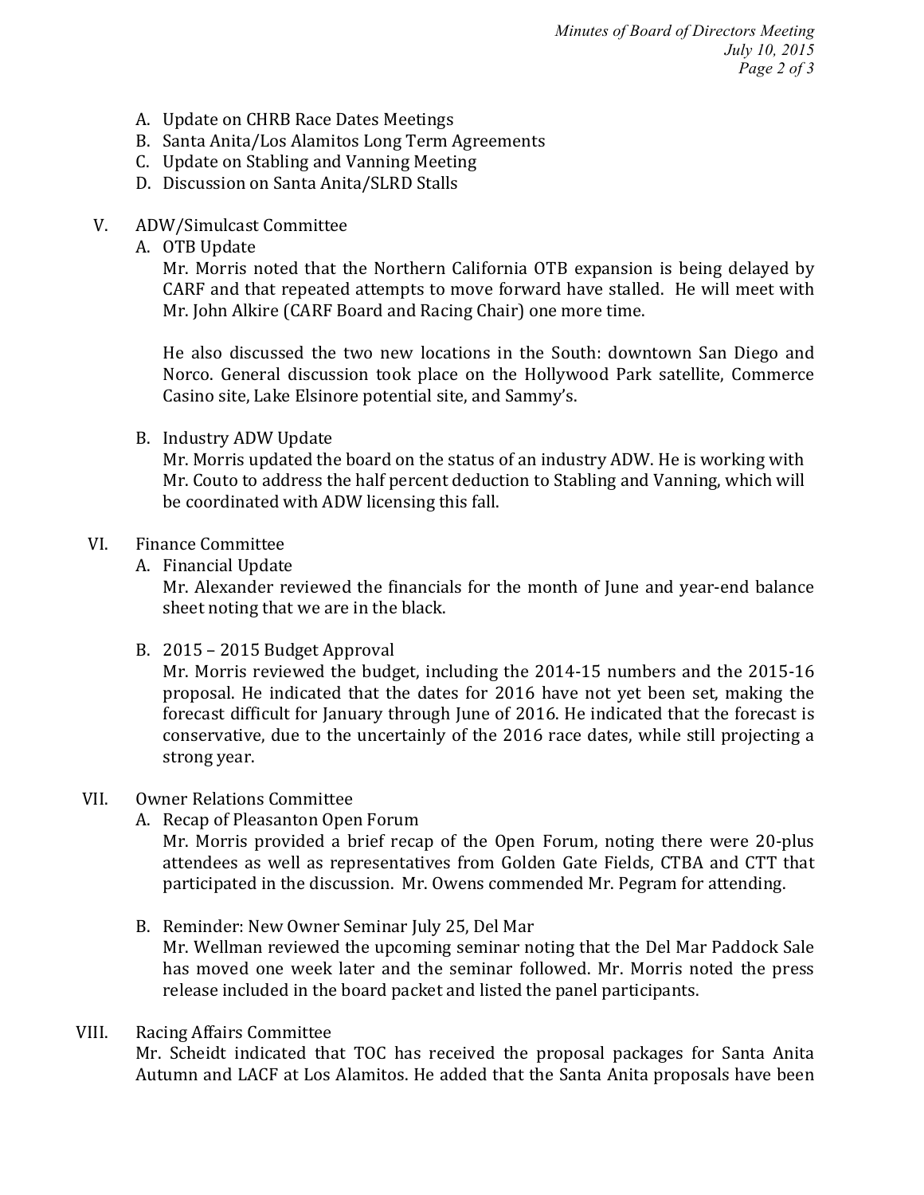A. Update on CHRB Race Dates Meetings
B. Santa Anita/Los Alamitos Long Term Agreements
C. Update on Stabling and Vanning Meeting
D. Discussion on Santa Anita/SLRD Stalls

V. ADW/Simulcast Committee

A. OTB Update

Mr. Morris noted that the Northern California OTB expansion is being delayed by CARF and that repeated attempts to move forward have stalled. He will meet with Mr. John Alkire (CARF Board and Racing Chair) one more time.

He also discussed the two new locations in the South: downtown San Diego and Norco. General discussion took place on the Hollywood Park satellite, Commerce Casino site, Lake Elsinore potential site, and Sammy's.

B. Industry ADW Update

Mr. Morris updated the board on the status of an industry ADW. He is working with Mr. Couto to address the half percent deduction to Stabling and Vanning, which will be coordinated with ADW licensing this fall.

VI. Finance Committee

A. Financial Update

Mr. Alexander reviewed the financials for the month of June and year-end balance sheet noting that we are in the black.

B. 2015 – 2015 Budget Approval

Mr. Morris reviewed the budget, including the 2014-15 numbers and the 2015-16 proposal. He indicated that the dates for 2016 have not yet been set, making the forecast difficult for January through June of 2016. He indicated that the forecast is conservative, due to the uncertainly of the 2016 race dates, while still projecting a strong year.

VII. Owner Relations Committee

A. Recap of Pleasanton Open Forum

Mr. Morris provided a brief recap of the Open Forum, noting there were 20-plus attendees as well as representatives from Golden Gate Fields, CTBA and CTT that participated in the discussion. Mr. Owens commended Mr. Pegram for attending.

B. Reminder: New Owner Seminar July 25, Del Mar

Mr. Wellman reviewed the upcoming seminar noting that the Del Mar Paddock Sale has moved one week later and the seminar followed. Mr. Morris noted the press release included in the board packet and listed the panel participants.

VIII. Racing Affairs Committee

Mr. Scheidt indicated that TOC has received the proposal packages for Santa Anita Autumn and LACF at Los Alamitos. He added that the Santa Anita proposals have been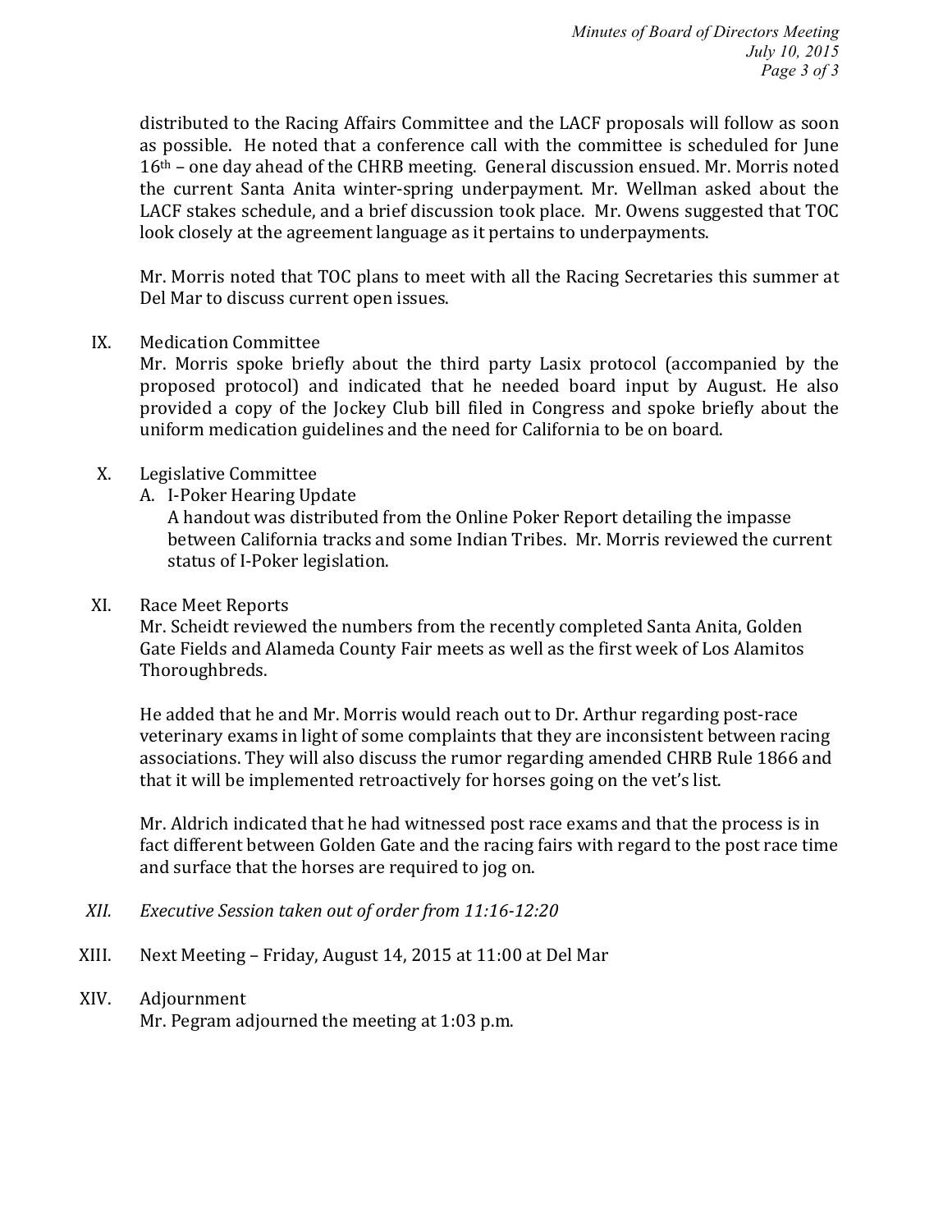distributed to the Racing Affairs Committee and the LACF proposals will follow as soon as possible. He noted that a conference call with the committee is scheduled for June 16th – one day ahead of the CHRB meeting. General discussion ensued. Mr. Morris noted the current Santa Anita winter-spring underpayment. Mr. Wellman asked about the LACF stakes schedule, and a brief discussion took place. Mr. Owens suggested that TOC look closely at the agreement language as it pertains to underpayments.

Mr. Morris noted that TOC plans to meet with all the Racing Secretaries this summer at Del Mar to discuss current open issues.

IX. Medication Committee

Mr. Morris spoke briefly about the third party Lasix protocol (accompanied by the proposed protocol) and indicated that he needed board input by August. He also provided a copy of the Jockey Club bill filed in Congress and spoke briefly about the uniform medication guidelines and the need for California to be on board.

X. Legislative Committee

A. I-Poker Hearing Update

A handout was distributed from the Online Poker Report detailing the impasse between California tracks and some Indian Tribes. Mr. Morris reviewed the current status of I-Poker legislation.

XI. Race Meet Reports

Mr. Scheidt reviewed the numbers from the recently completed Santa Anita, Golden Gate Fields and Alameda County Fair meets as well as the first week of Los Alamitos Thoroughbreds.

He added that he and Mr. Morris would reach out to Dr. Arthur regarding post-race veterinary exams in light of some complaints that they are inconsistent between racing associations. They will also discuss the rumor regarding amended CHRB Rule 1866 and that it will be implemented retroactively for horses going on the vet's list.

Mr. Aldrich indicated that he had witnessed post race exams and that the process is in fact different between Golden Gate and the racing fairs with regard to the post race time and surface that the horses are required to jog on.

*XII. Executive Session taken out of order from 11:16-12:20*

XIII. Next Meeting – Friday, August 14, 2015 at 11:00 at Del Mar

XIV. Adjournment

Mr. Pegram adjourned the meeting at 1:03 p.m.